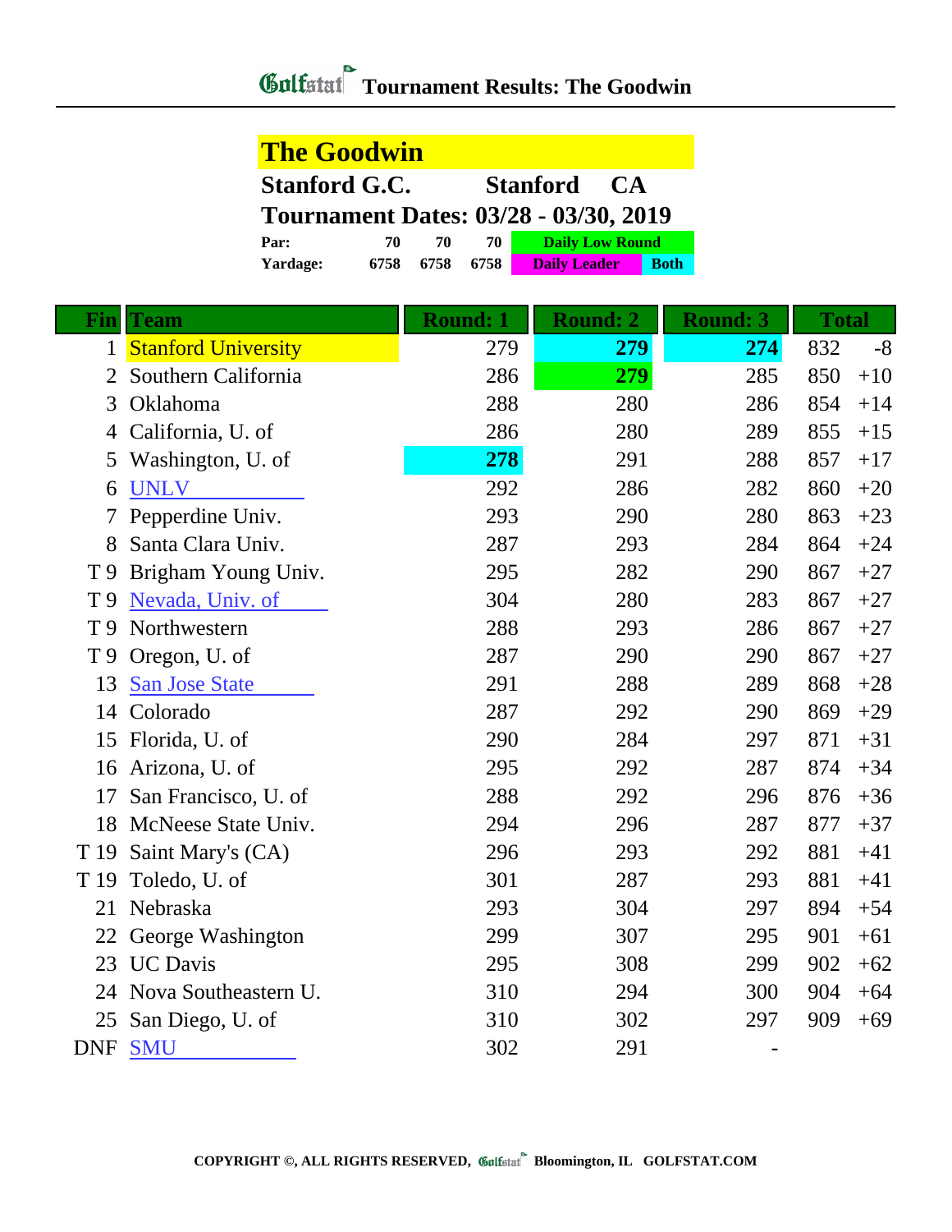# Golfstat Tournament Results: The Goodwin

## The Goodwin

**Stanford G.C. Stanford CA**

**Tournament Dates: 03/28 - 03/30, 2019**

| | | | | |
|---|---|---|---|---|
| **Par:** | **70** | **70** | **70** | **Daily Low Round** |
| **Yardage:** | **6758** | **6758** | **6758** | **Daily Leader** / **Both** |

| Fin | Team | Round: 1 | Round: 2 | Round: 3 | Total | |
|---|---|---|---|---|---|---|
| 1 | Stanford University | 279 | **279** | **274** | 832 | -8 |
| 2 | Southern California | 286 | **279** | 285 | 850 | +10 |
| 3 | Oklahoma | 288 | 280 | 286 | 854 | +14 |
| 4 | California, U. of | 286 | 280 | 289 | 855 | +15 |
| 5 | Washington, U. of | **278** | 291 | 288 | 857 | +17 |
| 6 | UNLV | 292 | 286 | 282 | 860 | +20 |
| 7 | Pepperdine Univ. | 293 | 290 | 280 | 863 | +23 |
| 8 | Santa Clara Univ. | 287 | 293 | 284 | 864 | +24 |
| T 9 | Brigham Young Univ. | 295 | 282 | 290 | 867 | +27 |
| T 9 | Nevada, Univ. of | 304 | 280 | 283 | 867 | +27 |
| T 9 | Northwestern | 288 | 293 | 286 | 867 | +27 |
| T 9 | Oregon, U. of | 287 | 290 | 290 | 867 | +27 |
| 13 | San Jose State | 291 | 288 | 289 | 868 | +28 |
| 14 | Colorado | 287 | 292 | 290 | 869 | +29 |
| 15 | Florida, U. of | 290 | 284 | 297 | 871 | +31 |
| 16 | Arizona, U. of | 295 | 292 | 287 | 874 | +34 |
| 17 | San Francisco, U. of | 288 | 292 | 296 | 876 | +36 |
| 18 | McNeese State Univ. | 294 | 296 | 287 | 877 | +37 |
| T 19 | Saint Mary's (CA) | 296 | 293 | 292 | 881 | +41 |
| T 19 | Toledo, U. of | 301 | 287 | 293 | 881 | +41 |
| 21 | Nebraska | 293 | 304 | 297 | 894 | +54 |
| 22 | George Washington | 299 | 307 | 295 | 901 | +61 |
| 23 | UC Davis | 295 | 308 | 299 | 902 | +62 |
| 24 | Nova Southeastern U. | 310 | 294 | 300 | 904 | +64 |
| 25 | San Diego, U. of | 310 | 302 | 297 | 909 | +69 |
| DNF | SMU | 302 | 291 | - | | |

COPYRIGHT ©, ALL RIGHTS RESERVED, Golfstat Bloomington, IL GOLFSTAT.COM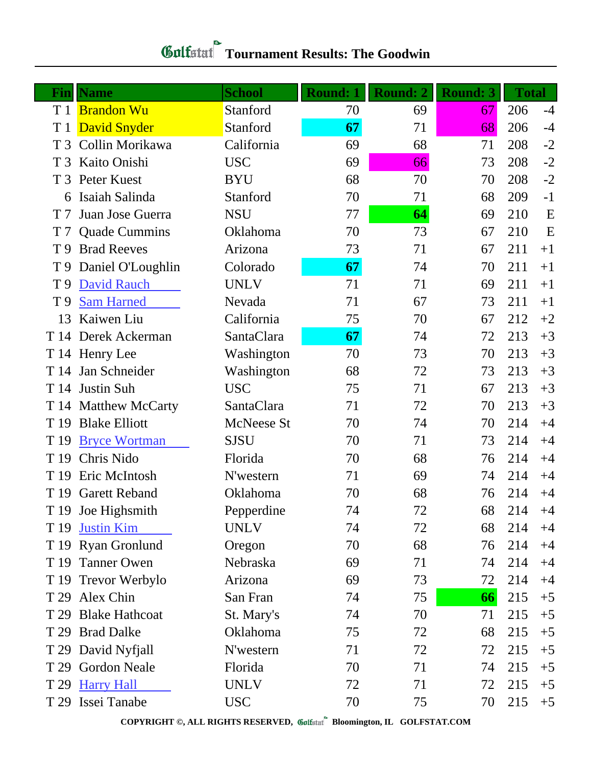# Golfstat Tournament Results: The Goodwin

| Fin | Name | School | Round: 1 | Round: 2 | Round: 3 | Total | |
|---|---|---|---|---|---|---|---|
| T 1 | Brandon Wu | Stanford | 70 | 69 | 67 | 206 | -4 |
| T 1 | David Snyder | Stanford | **67** | 71 | 68 | 206 | -4 |
| T 3 | Collin Morikawa | California | 69 | 68 | 71 | 208 | -2 |
| T 3 | Kaito Onishi | USC | 69 | 66 | 73 | 208 | -2 |
| T 3 | Peter Kuest | BYU | 68 | 70 | 70 | 208 | -2 |
| 6 | Isaiah Salinda | Stanford | 70 | 71 | 68 | 209 | -1 |
| T 7 | Juan Jose Guerra | NSU | 77 | **64** | 69 | 210 | E |
| T 7 | Quade Cummins | Oklahoma | 70 | 73 | 67 | 210 | E |
| T 9 | Brad Reeves | Arizona | 73 | 71 | 67 | 211 | +1 |
| T 9 | Daniel O'Loughlin | Colorado | **67** | 74 | 70 | 211 | +1 |
| T 9 | David Rauch | UNLV | 71 | 71 | 69 | 211 | +1 |
| T 9 | Sam Harned | Nevada | 71 | 67 | 73 | 211 | +1 |
| 13 | Kaiwen Liu | California | 75 | 70 | 67 | 212 | +2 |
| T 14 | Derek Ackerman | SantaClara | **67** | 74 | 72 | 213 | +3 |
| T 14 | Henry Lee | Washington | 70 | 73 | 70 | 213 | +3 |
| T 14 | Jan Schneider | Washington | 68 | 72 | 73 | 213 | +3 |
| T 14 | Justin Suh | USC | 75 | 71 | 67 | 213 | +3 |
| T 14 | Matthew McCarty | SantaClara | 71 | 72 | 70 | 213 | +3 |
| T 19 | Blake Elliott | McNeese St | 70 | 74 | 70 | 214 | +4 |
| T 19 | Bryce Wortman | SJSU | 70 | 71 | 73 | 214 | +4 |
| T 19 | Chris Nido | Florida | 70 | 68 | 76 | 214 | +4 |
| T 19 | Eric McIntosh | N'western | 71 | 69 | 74 | 214 | +4 |
| T 19 | Garett Reband | Oklahoma | 70 | 68 | 76 | 214 | +4 |
| T 19 | Joe Highsmith | Pepperdine | 74 | 72 | 68 | 214 | +4 |
| T 19 | Justin Kim | UNLV | 74 | 72 | 68 | 214 | +4 |
| T 19 | Ryan Gronlund | Oregon | 70 | 68 | 76 | 214 | +4 |
| T 19 | Tanner Owen | Nebraska | 69 | 71 | 74 | 214 | +4 |
| T 19 | Trevor Werbylo | Arizona | 69 | 73 | 72 | 214 | +4 |
| T 29 | Alex Chin | San Fran | 74 | 75 | **66** | 215 | +5 |
| T 29 | Blake Hathcoat | St. Mary's | 74 | 70 | 71 | 215 | +5 |
| T 29 | Brad Dalke | Oklahoma | 75 | 72 | 68 | 215 | +5 |
| T 29 | David Nyfjall | N'western | 71 | 72 | 72 | 215 | +5 |
| T 29 | Gordon Neale | Florida | 70 | 71 | 74 | 215 | +5 |
| T 29 | Harry Hall | UNLV | 72 | 71 | 72 | 215 | +5 |
| T 29 | Issei Tanabe | USC | 70 | 75 | 70 | 215 | +5 |

COPYRIGHT ©, ALL RIGHTS RESERVED, Golfstat Bloomington, IL GOLFSTAT.COM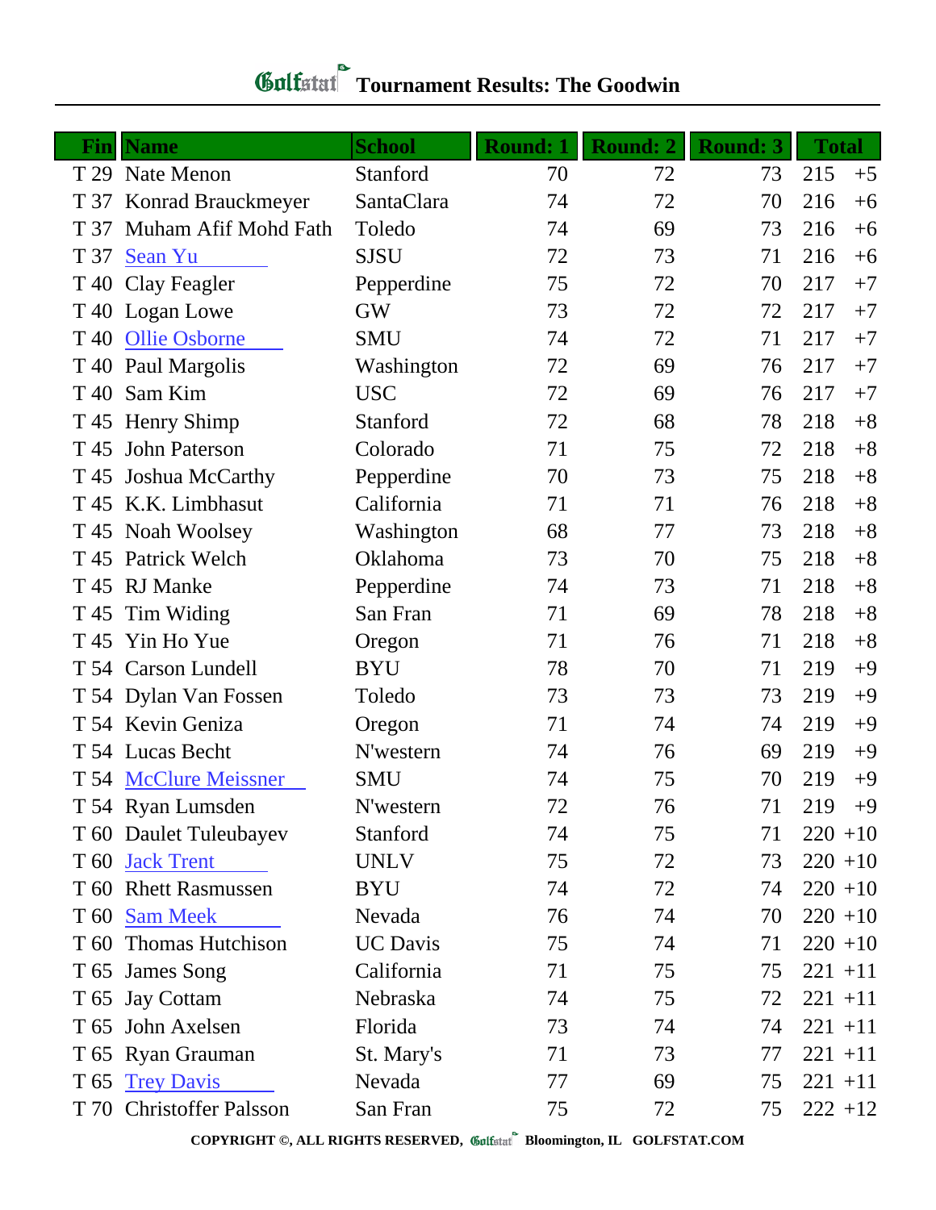# Golfstat Tournament Results: The Goodwin

| Fin | Name | School | Round: 1 | Round: 2 | Round: 3 | Total | |
|---|---|---|---|---|---|---|---|
| T 29 | Nate Menon | Stanford | 70 | 72 | 73 | 215 | +5 |
| T 37 | Konrad Brauckmeyer | SantaClara | 74 | 72 | 70 | 216 | +6 |
| T 37 | Muham Afif Mohd Fath | Toledo | 74 | 69 | 73 | 216 | +6 |
| T 37 | Sean Yu | SJSU | 72 | 73 | 71 | 216 | +6 |
| T 40 | Clay Feagler | Pepperdine | 75 | 72 | 70 | 217 | +7 |
| T 40 | Logan Lowe | GW | 73 | 72 | 72 | 217 | +7 |
| T 40 | Ollie Osborne | SMU | 74 | 72 | 71 | 217 | +7 |
| T 40 | Paul Margolis | Washington | 72 | 69 | 76 | 217 | +7 |
| T 40 | Sam Kim | USC | 72 | 69 | 76 | 217 | +7 |
| T 45 | Henry Shimp | Stanford | 72 | 68 | 78 | 218 | +8 |
| T 45 | John Paterson | Colorado | 71 | 75 | 72 | 218 | +8 |
| T 45 | Joshua McCarthy | Pepperdine | 70 | 73 | 75 | 218 | +8 |
| T 45 | K.K. Limbhasut | California | 71 | 71 | 76 | 218 | +8 |
| T 45 | Noah Woolsey | Washington | 68 | 77 | 73 | 218 | +8 |
| T 45 | Patrick Welch | Oklahoma | 73 | 70 | 75 | 218 | +8 |
| T 45 | RJ Manke | Pepperdine | 74 | 73 | 71 | 218 | +8 |
| T 45 | Tim Widing | San Fran | 71 | 69 | 78 | 218 | +8 |
| T 45 | Yin Ho Yue | Oregon | 71 | 76 | 71 | 218 | +8 |
| T 54 | Carson Lundell | BYU | 78 | 70 | 71 | 219 | +9 |
| T 54 | Dylan Van Fossen | Toledo | 73 | 73 | 73 | 219 | +9 |
| T 54 | Kevin Geniza | Oregon | 71 | 74 | 74 | 219 | +9 |
| T 54 | Lucas Becht | N'western | 74 | 76 | 69 | 219 | +9 |
| T 54 | McClure Meissner | SMU | 74 | 75 | 70 | 219 | +9 |
| T 54 | Ryan Lumsden | N'western | 72 | 76 | 71 | 219 | +9 |
| T 60 | Daulet Tuleubayev | Stanford | 74 | 75 | 71 | 220 | +10 |
| T 60 | Jack Trent | UNLV | 75 | 72 | 73 | 220 | +10 |
| T 60 | Rhett Rasmussen | BYU | 74 | 72 | 74 | 220 | +10 |
| T 60 | Sam Meek | Nevada | 76 | 74 | 70 | 220 | +10 |
| T 60 | Thomas Hutchison | UC Davis | 75 | 74 | 71 | 220 | +10 |
| T 65 | James Song | California | 71 | 75 | 75 | 221 | +11 |
| T 65 | Jay Cottam | Nebraska | 74 | 75 | 72 | 221 | +11 |
| T 65 | John Axelsen | Florida | 73 | 74 | 74 | 221 | +11 |
| T 65 | Ryan Grauman | St. Mary's | 71 | 73 | 77 | 221 | +11 |
| T 65 | Trey Davis | Nevada | 77 | 69 | 75 | 221 | +11 |
| T 70 | Christoffer Palsson | San Fran | 75 | 72 | 75 | 222 | +12 |

COPYRIGHT ©, ALL RIGHTS RESERVED, Golfstat Bloomington, IL GOLFSTAT.COM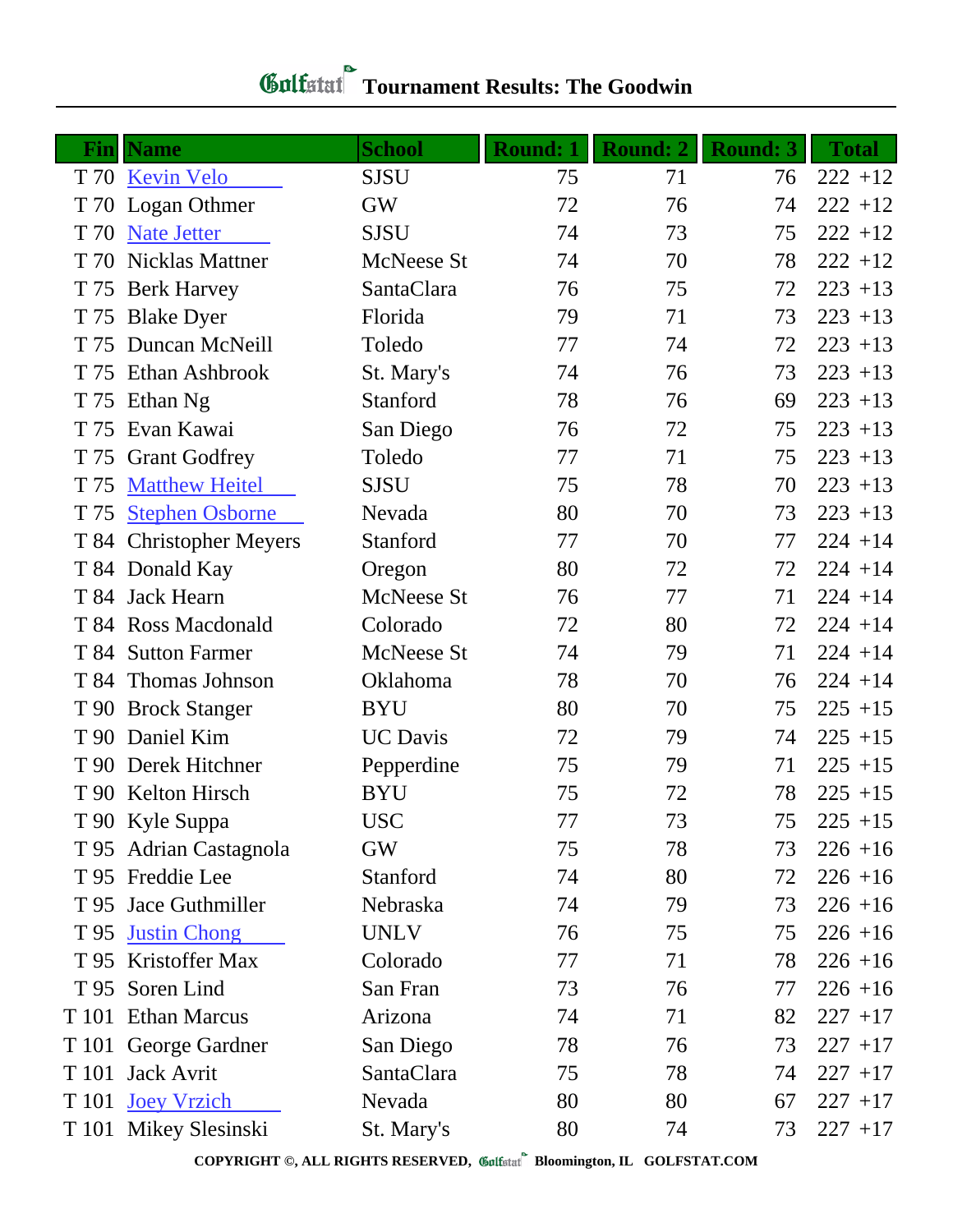# Golfstat Tournament Results: The Goodwin

| Fin | Name | School | Round: 1 | Round: 2 | Round: 3 | Total |
|---|---|---|---|---|---|---|
| T 70 | Kevin Velo | SJSU | 75 | 71 | 76 | 222 +12 |
| T 70 | Logan Othmer | GW | 72 | 76 | 74 | 222 +12 |
| T 70 | Nate Jetter | SJSU | 74 | 73 | 75 | 222 +12 |
| T 70 | Nicklas Mattner | McNeese St | 74 | 70 | 78 | 222 +12 |
| T 75 | Berk Harvey | SantaClara | 76 | 75 | 72 | 223 +13 |
| T 75 | Blake Dyer | Florida | 79 | 71 | 73 | 223 +13 |
| T 75 | Duncan McNeill | Toledo | 77 | 74 | 72 | 223 +13 |
| T 75 | Ethan Ashbrook | St. Mary's | 74 | 76 | 73 | 223 +13 |
| T 75 | Ethan Ng | Stanford | 78 | 76 | 69 | 223 +13 |
| T 75 | Evan Kawai | San Diego | 76 | 72 | 75 | 223 +13 |
| T 75 | Grant Godfrey | Toledo | 77 | 71 | 75 | 223 +13 |
| T 75 | Matthew Heitel | SJSU | 75 | 78 | 70 | 223 +13 |
| T 75 | Stephen Osborne | Nevada | 80 | 70 | 73 | 223 +13 |
| T 84 | Christopher Meyers | Stanford | 77 | 70 | 77 | 224 +14 |
| T 84 | Donald Kay | Oregon | 80 | 72 | 72 | 224 +14 |
| T 84 | Jack Hearn | McNeese St | 76 | 77 | 71 | 224 +14 |
| T 84 | Ross Macdonald | Colorado | 72 | 80 | 72 | 224 +14 |
| T 84 | Sutton Farmer | McNeese St | 74 | 79 | 71 | 224 +14 |
| T 84 | Thomas Johnson | Oklahoma | 78 | 70 | 76 | 224 +14 |
| T 90 | Brock Stanger | BYU | 80 | 70 | 75 | 225 +15 |
| T 90 | Daniel Kim | UC Davis | 72 | 79 | 74 | 225 +15 |
| T 90 | Derek Hitchner | Pepperdine | 75 | 79 | 71 | 225 +15 |
| T 90 | Kelton Hirsch | BYU | 75 | 72 | 78 | 225 +15 |
| T 90 | Kyle Suppa | USC | 77 | 73 | 75 | 225 +15 |
| T 95 | Adrian Castagnola | GW | 75 | 78 | 73 | 226 +16 |
| T 95 | Freddie Lee | Stanford | 74 | 80 | 72 | 226 +16 |
| T 95 | Jace Guthmiller | Nebraska | 74 | 79 | 73 | 226 +16 |
| T 95 | Justin Chong | UNLV | 76 | 75 | 75 | 226 +16 |
| T 95 | Kristoffer Max | Colorado | 77 | 71 | 78 | 226 +16 |
| T 95 | Soren Lind | San Fran | 73 | 76 | 77 | 226 +16 |
| T 101 | Ethan Marcus | Arizona | 74 | 71 | 82 | 227 +17 |
| T 101 | George Gardner | San Diego | 78 | 76 | 73 | 227 +17 |
| T 101 | Jack Avrit | SantaClara | 75 | 78 | 74 | 227 +17 |
| T 101 | Joey Vrzich | Nevada | 80 | 80 | 67 | 227 +17 |
| T 101 | Mikey Slesinski | St. Mary's | 80 | 74 | 73 | 227 +17 |

COPYRIGHT ©, ALL RIGHTS RESERVED, Golfstat Bloomington, IL GOLFSTAT.COM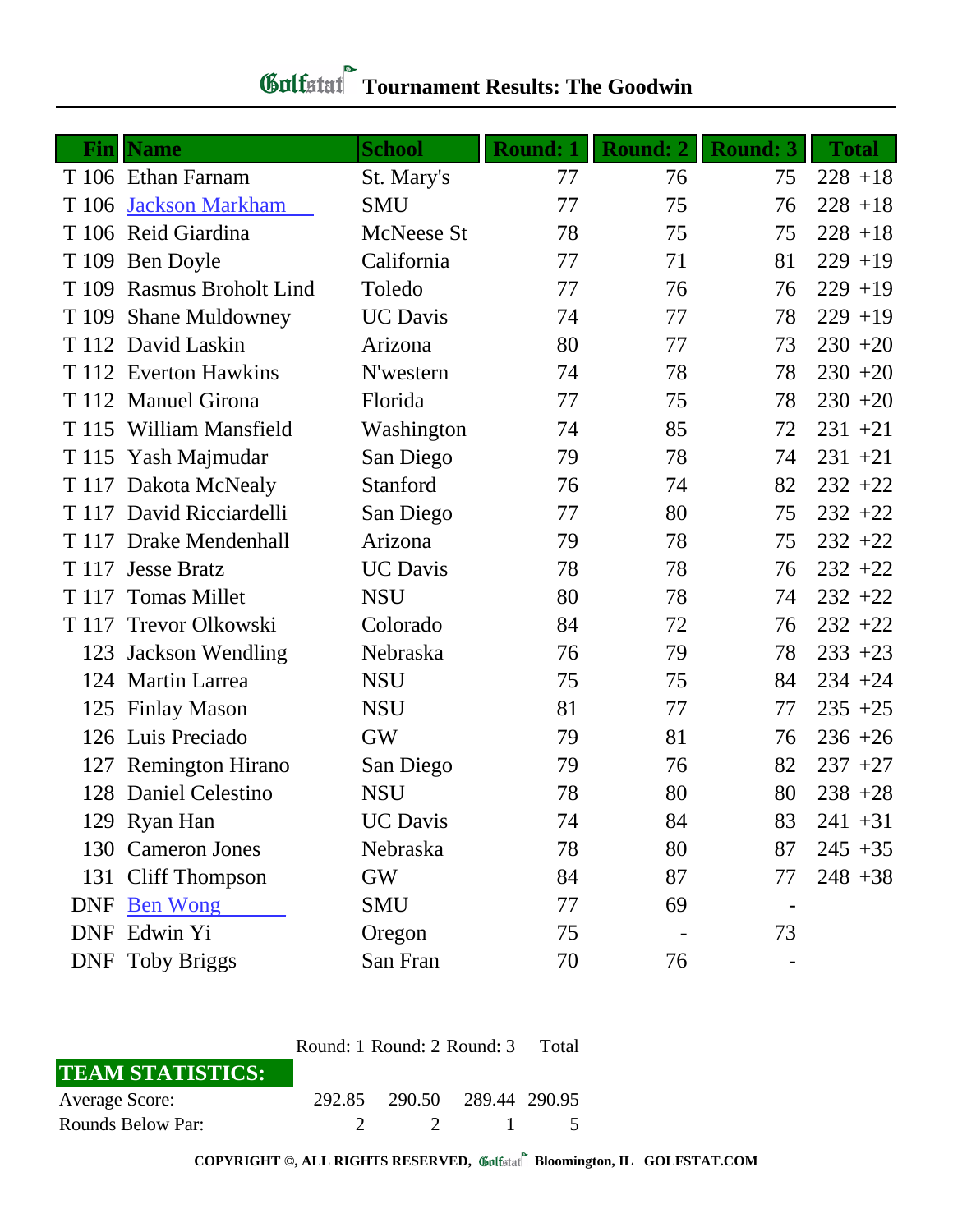# Golfstat Tournament Results: The Goodwin

| Fin | Name | School | Round: 1 | Round: 2 | Round: 3 | Total |
|---|---|---|---|---|---|---|
| T 106 | Ethan Farnam | St. Mary's | 77 | 76 | 75 | 228 +18 |
| T 106 | Jackson Markham | SMU | 77 | 75 | 76 | 228 +18 |
| T 106 | Reid Giardina | McNeese St | 78 | 75 | 75 | 228 +18 |
| T 109 | Ben Doyle | California | 77 | 71 | 81 | 229 +19 |
| T 109 | Rasmus Broholt Lind | Toledo | 77 | 76 | 76 | 229 +19 |
| T 109 | Shane Muldowney | UC Davis | 74 | 77 | 78 | 229 +19 |
| T 112 | David Laskin | Arizona | 80 | 77 | 73 | 230 +20 |
| T 112 | Everton Hawkins | N'western | 74 | 78 | 78 | 230 +20 |
| T 112 | Manuel Girona | Florida | 77 | 75 | 78 | 230 +20 |
| T 115 | William Mansfield | Washington | 74 | 85 | 72 | 231 +21 |
| T 115 | Yash Majmudar | San Diego | 79 | 78 | 74 | 231 +21 |
| T 117 | Dakota McNealy | Stanford | 76 | 74 | 82 | 232 +22 |
| T 117 | David Ricciardelli | San Diego | 77 | 80 | 75 | 232 +22 |
| T 117 | Drake Mendenhall | Arizona | 79 | 78 | 75 | 232 +22 |
| T 117 | Jesse Bratz | UC Davis | 78 | 78 | 76 | 232 +22 |
| T 117 | Tomas Millet | NSU | 80 | 78 | 74 | 232 +22 |
| T 117 | Trevor Olkowski | Colorado | 84 | 72 | 76 | 232 +22 |
| 123 | Jackson Wendling | Nebraska | 76 | 79 | 78 | 233 +23 |
| 124 | Martin Larrea | NSU | 75 | 75 | 84 | 234 +24 |
| 125 | Finlay Mason | NSU | 81 | 77 | 77 | 235 +25 |
| 126 | Luis Preciado | GW | 79 | 81 | 76 | 236 +26 |
| 127 | Remington Hirano | San Diego | 79 | 76 | 82 | 237 +27 |
| 128 | Daniel Celestino | NSU | 78 | 80 | 80 | 238 +28 |
| 129 | Ryan Han | UC Davis | 74 | 84 | 83 | 241 +31 |
| 130 | Cameron Jones | Nebraska | 78 | 80 | 87 | 245 +35 |
| 131 | Cliff Thompson | GW | 84 | 87 | 77 | 248 +38 |
| DNF | Ben Wong | SMU | 77 | 69 | - | |
| DNF | Edwin Yi | Oregon | 75 | - | 73 | |
| DNF | Toby Briggs | San Fran | 70 | 76 | - | |

| TEAM STATISTICS: | Round: 1 | Round: 2 | Round: 3 | Total |
|---|---|---|---|---|
| Average Score: | 292.85 | 290.50 | 289.44 | 290.95 |
| Rounds Below Par: | 2 | 2 | 1 | 5 |

COPYRIGHT ©, ALL RIGHTS RESERVED, Golfstat Bloomington, IL GOLFSTAT.COM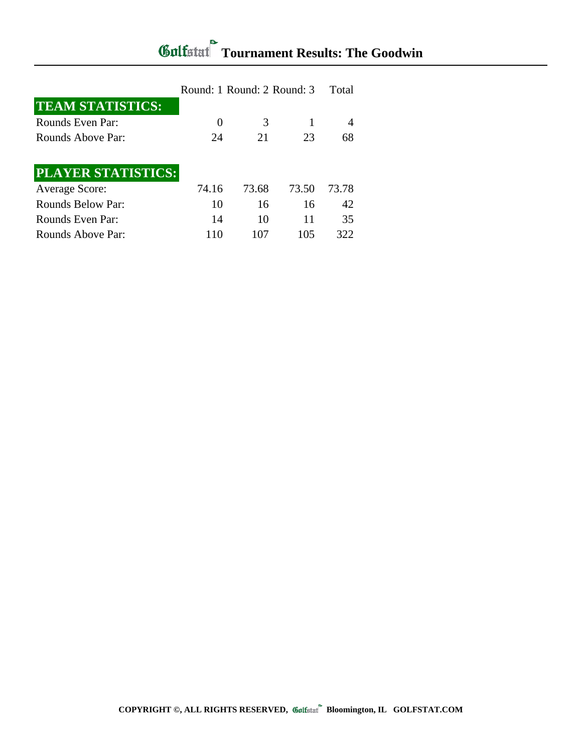# Golfstat Tournament Results: The Goodwin

| | Round: 1 | Round: 2 | Round: 3 | Total |
|---|---|---|---|---|
| **TEAM STATISTICS:** | | | | |
| Rounds Even Par: | 0 | 3 | 1 | 4 |
| Rounds Above Par: | 24 | 21 | 23 | 68 |
| | | | | |
| **PLAYER STATISTICS:** | | | | |
| Average Score: | 74.16 | 73.68 | 73.50 | 73.78 |
| Rounds Below Par: | 10 | 16 | 16 | 42 |
| Rounds Even Par: | 14 | 10 | 11 | 35 |
| Rounds Above Par: | 110 | 107 | 105 | 322 |

**COPYRIGHT ©, ALL RIGHTS RESERVED, Golfstat Bloomington, IL GOLFSTAT.COM**